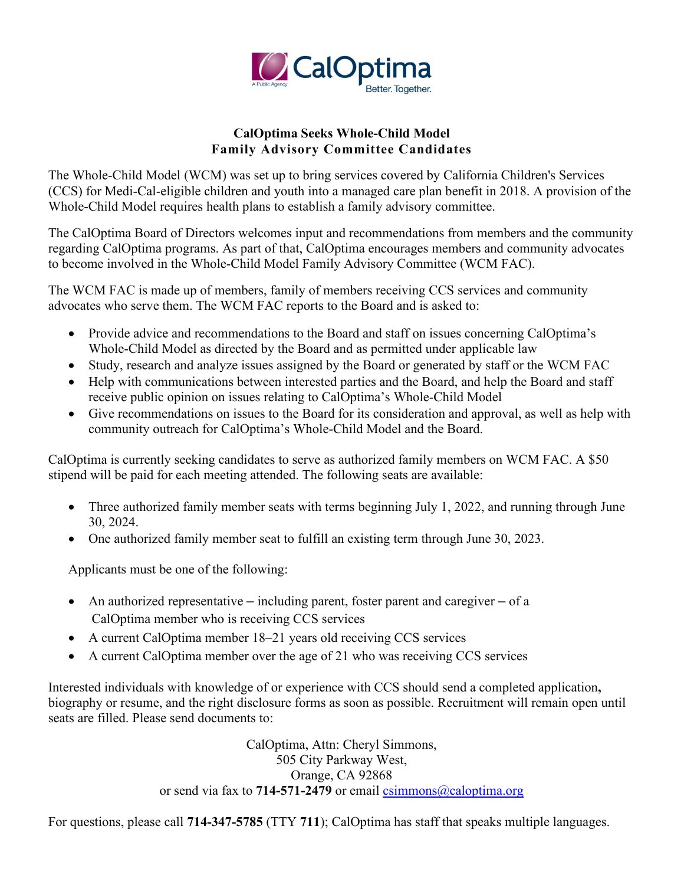CalOptima

A Public Agency

Better. Together.

## CalOptima Seeks Whole-Child Model
## Family Advisory Committee Candidates

The Whole-Child Model (WCM) was set up to bring services covered by California Children's Services (CCS) for Medi-Cal-eligible children and youth into a managed care plan benefit in 2018. A provision of the Whole-Child Model requires health plans to establish a family advisory committee.

The CalOptima Board of Directors welcomes input and recommendations from members and the community regarding CalOptima programs. As part of that, CalOptima encourages members and community advocates to become involved in the Whole-Child Model Family Advisory Committee (WCM FAC).

The WCM FAC is made up of members, family of members receiving CCS services and community advocates who serve them. The WCM FAC reports to the Board and is asked to:

- Provide advice and recommendations to the Board and staff on issues concerning CalOptima's Whole-Child Model as directed by the Board and as permitted under applicable law
- Study, research and analyze issues assigned by the Board or generated by staff or the WCM FAC
- Help with communications between interested parties and the Board, and help the Board and staff receive public opinion on issues relating to CalOptima's Whole-Child Model
- Give recommendations on issues to the Board for its consideration and approval, as well as help with community outreach for CalOptima's Whole-Child Model and the Board.

CalOptima is currently seeking candidates to serve as authorized family members on WCM FAC. A $50 stipend will be paid for each meeting attended. The following seats are available:

- Three authorized family member seats with terms beginning July 1, 2022, and running through June 30, 2024.
- One authorized family member seat to fulfill an existing term through June 30, 2023.

Applicants must be one of the following:

- An authorized representative – including parent, foster parent and caregiver – of a CalOptima member who is receiving CCS services
- A current CalOptima member 18–21 years old receiving CCS services
- A current CalOptima member over the age of 21 who was receiving CCS services

Interested individuals with knowledge of or experience with CCS should send a completed application**,** biography or resume, and the right disclosure forms as soon as possible. Recruitment will remain open until seats are filled. Please send documents to:

CalOptima, Attn: Cheryl Simmons,
505 City Parkway West,
Orange, CA 92868
or send via fax to **714-571-2479** or email csimmons@caloptima.org

For questions, please call **714-347-5785** (TTY **711**); CalOptima has staff that speaks multiple languages.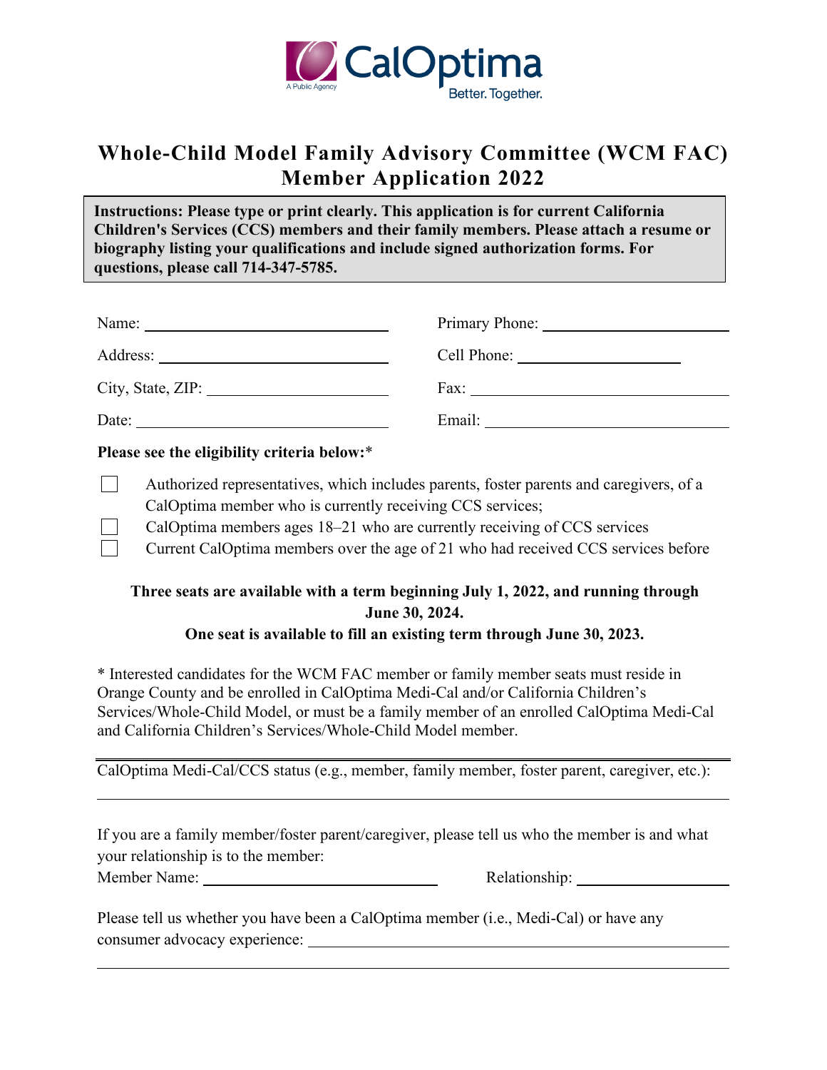CalOptima
A Public Agency
Better. Together.

# Whole-Child Model Family Advisory Committee (WCM FAC) Member Application 2022

**Instructions: Please type or print clearly. This application is for current California Children's Services (CCS) members and their family members. Please attach a resume or biography listing your qualifications and include signed authorization forms. For questions, please call 714-347-5785.**

Name: ______________________________ Primary Phone: ______________________

Address: ____________________________ Cell Phone: _________________________

City, State, ZIP: _____________________ Fax: _______________________________

Date: _______________________________ Email: _____________________________

**Please see the eligibility criteria below:***

- ☐ Authorized representatives, which includes parents, foster parents and caregivers, of a CalOptima member who is currently receiving CCS services;
- ☐ CalOptima members ages 18–21 who are currently receiving of CCS services
- ☐ Current CalOptima members over the age of 21 who had received CCS services before

**Three seats are available with a term beginning July 1, 2022, and running through June 30, 2024.**

**One seat is available to fill an existing term through June 30, 2023.**

* Interested candidates for the WCM FAC member or family member seats must reside in Orange County and be enrolled in CalOptima Medi-Cal and/or California Children's Services/Whole-Child Model, or must be a family member of an enrolled CalOptima Medi-Cal and California Children's Services/Whole-Child Model member.

---

CalOptima Medi-Cal/CCS status (e.g., member, family member, foster parent, caregiver, etc.):

_____________________________________________________________________________

If you are a family member/foster parent/caregiver, please tell us who the member is and what your relationship is to the member:

Member Name: ______________________________ Relationship: ____________________

Please tell us whether you have been a CalOptima member (i.e., Medi-Cal) or have any consumer advocacy experience: ______________________________________________

_____________________________________________________________________________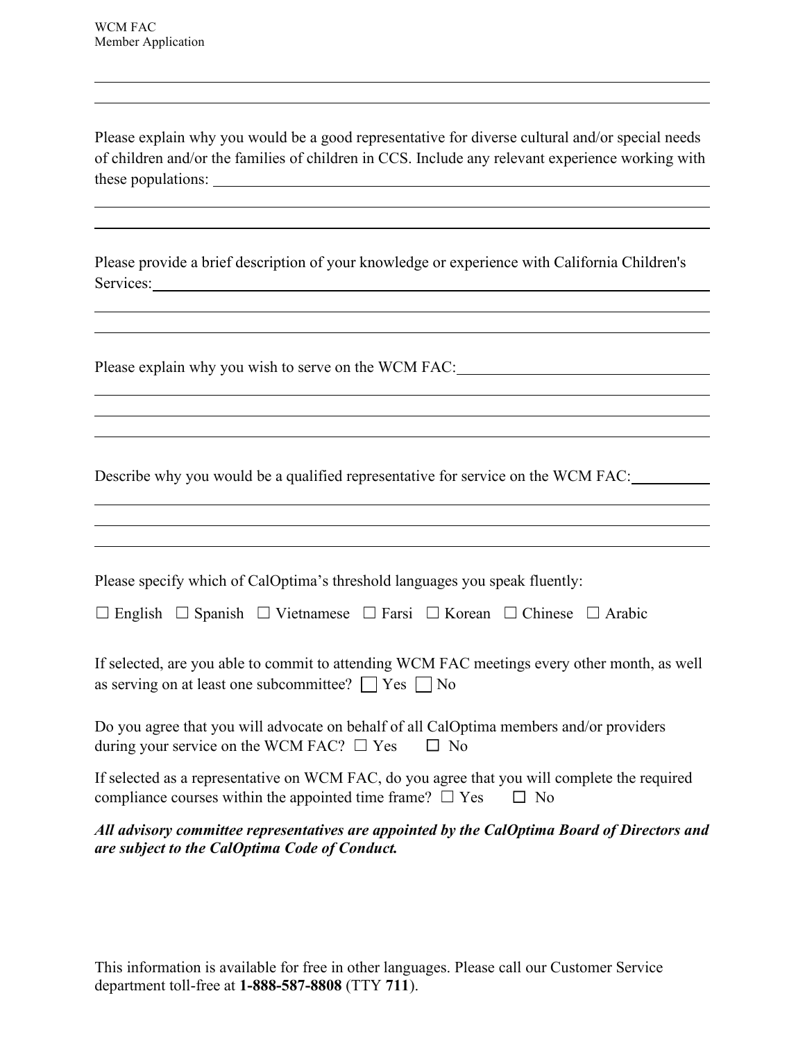Please explain why you would be a good representative for diverse cultural and/or special needs of children and/or the families of children in CCS. Include any relevant experience working with these populations: \_\_\_\_\_\_\_\_\_\_\_\_\_\_\_\_\_\_\_\_\_\_\_\_\_\_\_\_\_\_\_\_\_\_\_\_\_\_\_\_\_\_\_\_\_\_\_\_\_\_\_\_\_\_

Please provide a brief description of your knowledge or experience with California Children's Services: \_\_\_\_\_\_\_\_\_\_\_\_\_\_\_\_\_\_\_\_\_\_\_\_\_\_\_\_\_\_\_\_\_\_\_\_\_\_\_\_\_\_\_\_\_\_\_\_\_\_\_\_\_\_

Please explain why you wish to serve on the WCM FAC: \_\_\_\_\_\_\_\_\_\_\_\_\_\_\_\_\_\_\_\_\_\_\_\_\_\_\_\_\_\_\_\_\_\_\_\_\_\_\_\_\_\_\_\_\_\_\_\_\_\_\_\_\_\_

Describe why you would be a qualified representative for service on the WCM FAC: \_\_\_\_\_\_\_\_\_\_\_\_\_\_\_\_\_\_\_\_\_\_\_\_\_\_\_\_\_\_\_\_\_\_\_\_\_\_\_\_\_\_\_\_\_\_\_\_\_\_\_\_\_\_

Please specify which of CalOptima's threshold languages you speak fluently:

☐ English ☐ Spanish ☐ Vietnamese ☐ Farsi ☐ Korean ☐ Chinese ☐ Arabic

If selected, are you able to commit to attending WCM FAC meetings every other month, as well as serving on at least one subcommittee? ☐ Yes ☐ No

Do you agree that you will advocate on behalf of all CalOptima members and/or providers during your service on the WCM FAC? ☐ Yes ☐ No

If selected as a representative on WCM FAC, do you agree that you will complete the required compliance courses within the appointed time frame? ☐ Yes ☐ No

***All advisory committee representatives are appointed by the CalOptima Board of Directors and are subject to the CalOptima Code of Conduct.***

This information is available for free in other languages. Please call our Customer Service department toll-free at **1-888-587-8808** (TTY **711**).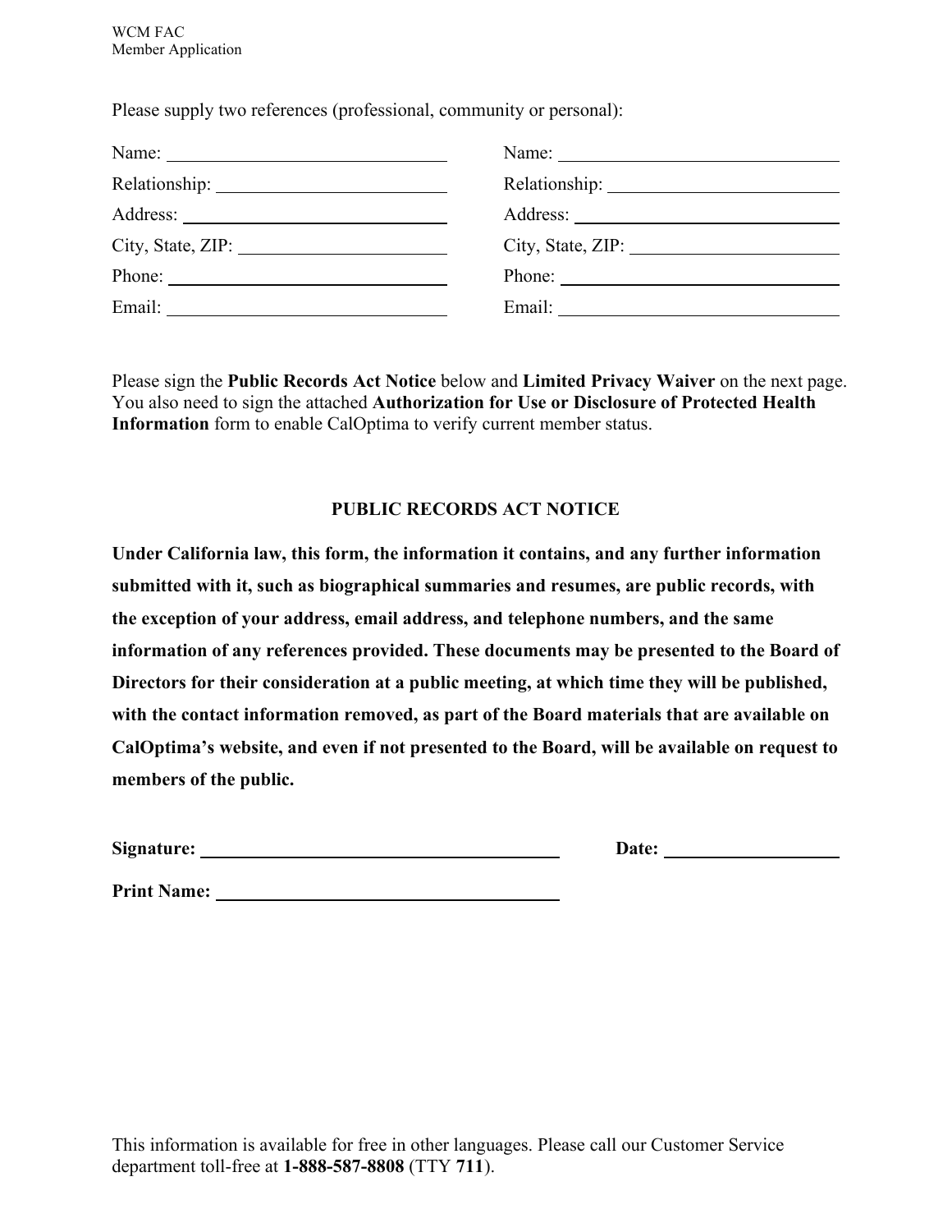Please supply two references (professional, community or personal):

| | |
|---|---|
| Name: ______________________________ | Name: ______________________________ |
| Relationship: ______________________________ | Relationship: ______________________________ |
| Address: ______________________________ | Address: ______________________________ |
| City, State, ZIP: ______________________________ | City, State, ZIP: ______________________________ |
| Phone: ______________________________ | Phone: ______________________________ |
| Email: ______________________________ | Email: ______________________________ |

Please sign the **Public Records Act Notice** below and **Limited Privacy Waiver** on the next page. You also need to sign the attached **Authorization for Use or Disclosure of Protected Health Information** form to enable CalOptima to verify current member status.

## PUBLIC RECORDS ACT NOTICE

**Under California law, this form, the information it contains, and any further information submitted with it, such as biographical summaries and resumes, are public records, with the exception of your address, email address, and telephone numbers, and the same information of any references provided. These documents may be presented to the Board of Directors for their consideration at a public meeting, at which time they will be published, with the contact information removed, as part of the Board materials that are available on CalOptima's website, and even if not presented to the Board, will be available on request to members of the public.**

**Signature:** ______________________________ **Date:** ____________________

**Print Name:** ______________________________

This information is available for free in other languages. Please call our Customer Service department toll-free at **1-888-587-8808** (TTY **711**).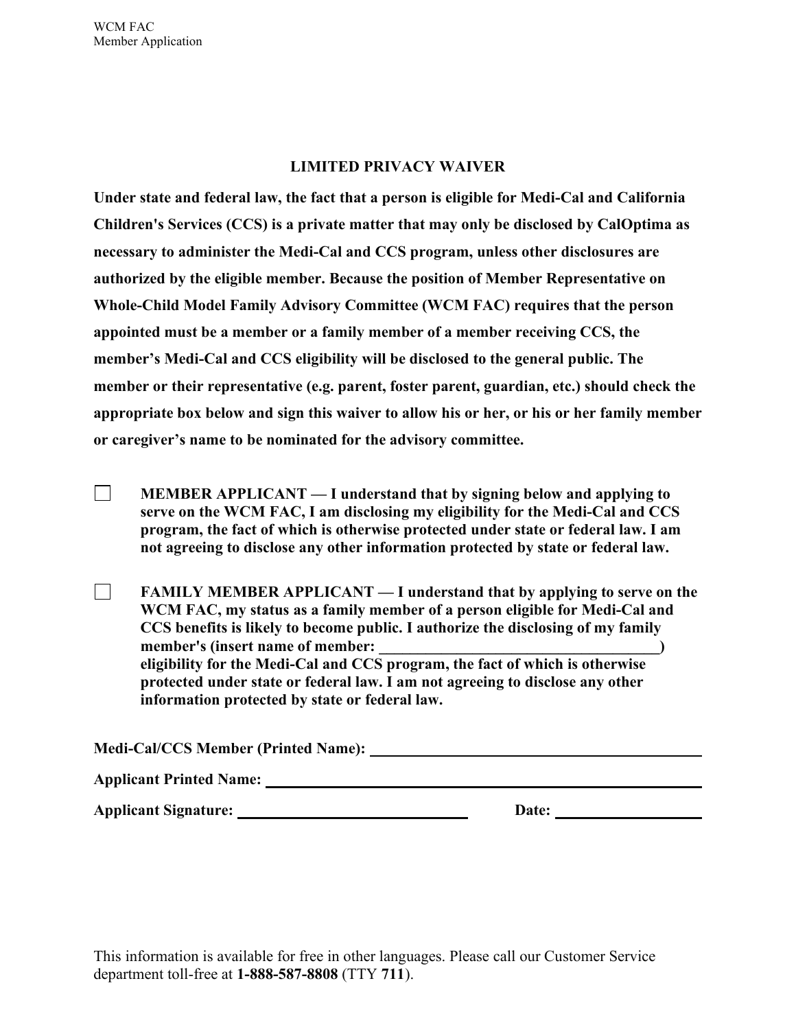## LIMITED PRIVACY WAIVER

**Under state and federal law, the fact that a person is eligible for Medi-Cal and California Children's Services (CCS) is a private matter that may only be disclosed by CalOptima as necessary to administer the Medi-Cal and CCS program, unless other disclosures are authorized by the eligible member. Because the position of Member Representative on Whole-Child Model Family Advisory Committee (WCM FAC) requires that the person appointed must be a member or a family member of a member receiving CCS, the member's Medi-Cal and CCS eligibility will be disclosed to the general public. The member or their representative (e.g. parent, foster parent, guardian, etc.) should check the appropriate box below and sign this waiver to allow his or her, or his or her family member or caregiver's name to be nominated for the advisory committee.**

☐ **MEMBER APPLICANT — I understand that by signing below and applying to serve on the WCM FAC, I am disclosing my eligibility for the Medi-Cal and CCS program, the fact of which is otherwise protected under state or federal law. I am not agreeing to disclose any other information protected by state or federal law.**

☐ **FAMILY MEMBER APPLICANT — I understand that by applying to serve on the WCM FAC, my status as a family member of a person eligible for Medi-Cal and CCS benefits is likely to become public. I authorize the disclosing of my family member's (insert name of member: ____________________________________) eligibility for the Medi-Cal and CCS program, the fact of which is otherwise protected under state or federal law. I am not agreeing to disclose any other information protected by state or federal law.**

**Medi-Cal/CCS Member (Printed Name):** ____________________________________________

**Applicant Printed Name:** ____________________________________________

**Applicant Signature:** ______________________________ **Date:** ____________________

This information is available for free in other languages. Please call our Customer Service department toll-free at **1-888-587-8808** (TTY **711**).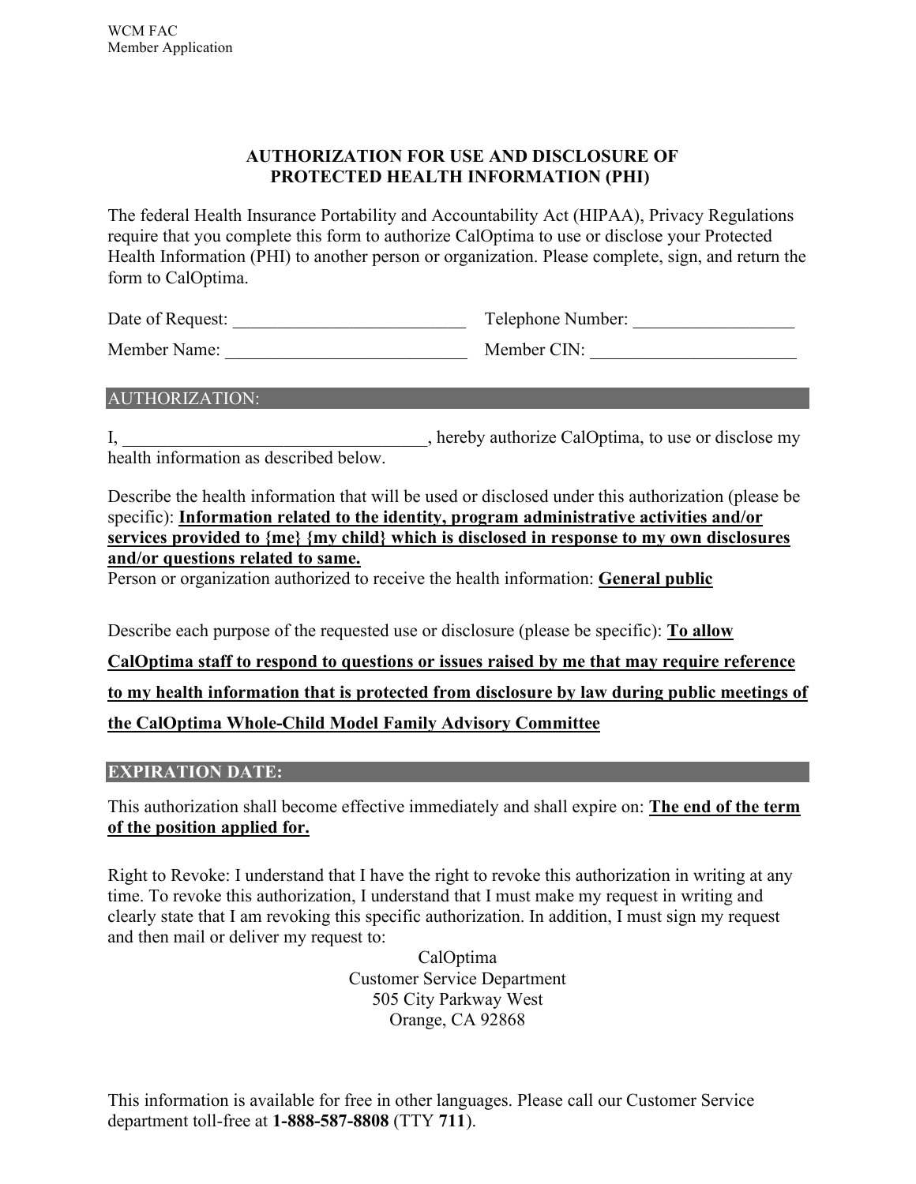# AUTHORIZATION FOR USE AND DISCLOSURE OF PROTECTED HEALTH INFORMATION (PHI)

The federal Health Insurance Portability and Accountability Act (HIPAA), Privacy Regulations require that you complete this form to authorize CalOptima to use or disclose your Protected Health Information (PHI) to another person or organization. Please complete, sign, and return the form to CalOptima.

Date of Request: ___________________________ Telephone Number: __________________

Member Name: ____________________________ Member CIN: ________________________

## AUTHORIZATION:

I, __________________________________, hereby authorize CalOptima, to use or disclose my health information as described below.

Describe the health information that will be used or disclosed under this authorization (please be specific): **Information related to the identity, program administrative activities and/or services provided to {me} {my child} which is disclosed in response to my own disclosures and/or questions related to same.**

Person or organization authorized to receive the health information: **General public**

Describe each purpose of the requested use or disclosure (please be specific): **To allow CalOptima staff to respond to questions or issues raised by me that may require reference to my health information that is protected from disclosure by law during public meetings of the CalOptima Whole-Child Model Family Advisory Committee**

## EXPIRATION DATE:

This authorization shall become effective immediately and shall expire on: **The end of the term of the position applied for.**

Right to Revoke: I understand that I have the right to revoke this authorization in writing at any time. To revoke this authorization, I understand that I must make my request in writing and clearly state that I am revoking this specific authorization. In addition, I must sign my request and then mail or deliver my request to:

CalOptima
Customer Service Department
505 City Parkway West
Orange, CA 92868

This information is available for free in other languages. Please call our Customer Service department toll-free at **1-888-587-8808** (TTY **711**).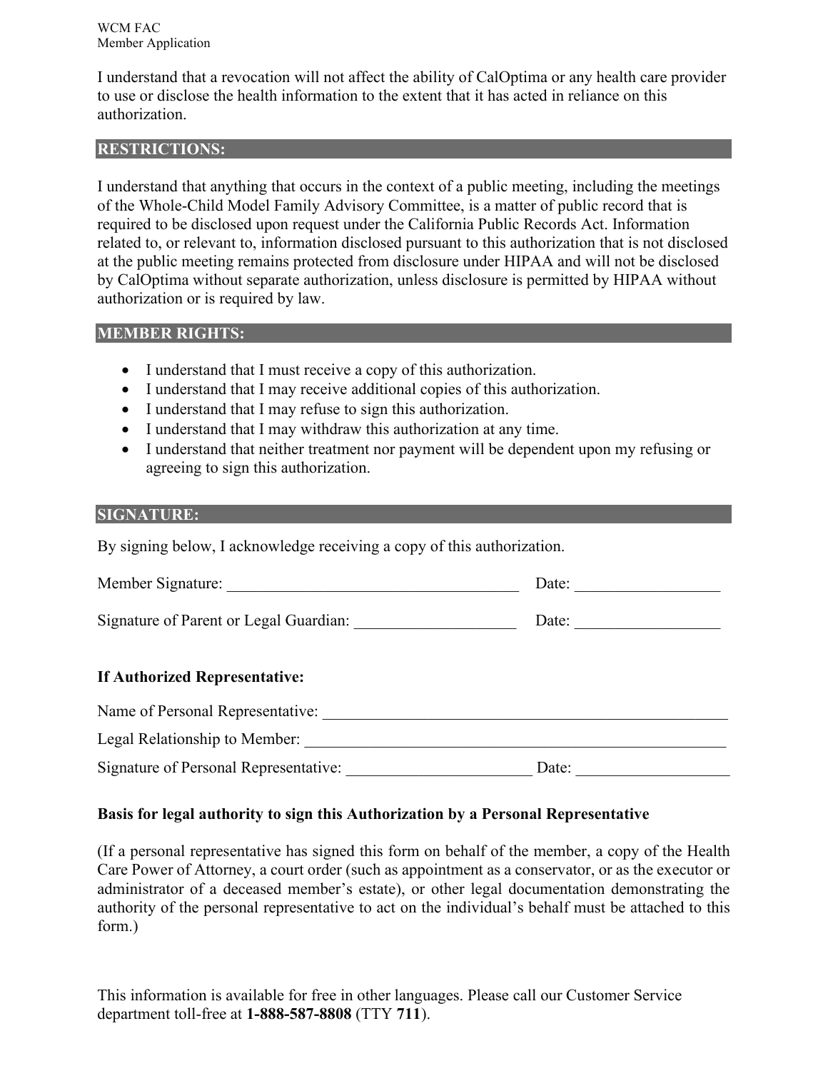I understand that a revocation will not affect the ability of CalOptima or any health care provider to use or disclose the health information to the extent that it has acted in reliance on this authorization.

## RESTRICTIONS:

I understand that anything that occurs in the context of a public meeting, including the meetings of the Whole-Child Model Family Advisory Committee, is a matter of public record that is required to be disclosed upon request under the California Public Records Act. Information related to, or relevant to, information disclosed pursuant to this authorization that is not disclosed at the public meeting remains protected from disclosure under HIPAA and will not be disclosed by CalOptima without separate authorization, unless disclosure is permitted by HIPAA without authorization or is required by law.

## MEMBER RIGHTS:

- I understand that I must receive a copy of this authorization.
- I understand that I may receive additional copies of this authorization.
- I understand that I may refuse to sign this authorization.
- I understand that I may withdraw this authorization at any time.
- I understand that neither treatment nor payment will be dependent upon my refusing or agreeing to sign this authorization.

## SIGNATURE:

By signing below, I acknowledge receiving a copy of this authorization.

Member Signature: ____________________________________ Date: __________________

Signature of Parent or Legal Guardian: ____________________ Date: __________________

**If Authorized Representative:**

Name of Personal Representative: ____________________________________________________

Legal Relationship to Member: ______________________________________________________

Signature of Personal Representative: _______________________ Date: ___________________

**Basis for legal authority to sign this Authorization by a Personal Representative**

(If a personal representative has signed this form on behalf of the member, a copy of the Health Care Power of Attorney, a court order (such as appointment as a conservator, or as the executor or administrator of a deceased member's estate), or other legal documentation demonstrating the authority of the personal representative to act on the individual's behalf must be attached to this form.)

This information is available for free in other languages. Please call our Customer Service department toll-free at **1-888-587-8808** (TTY **711**).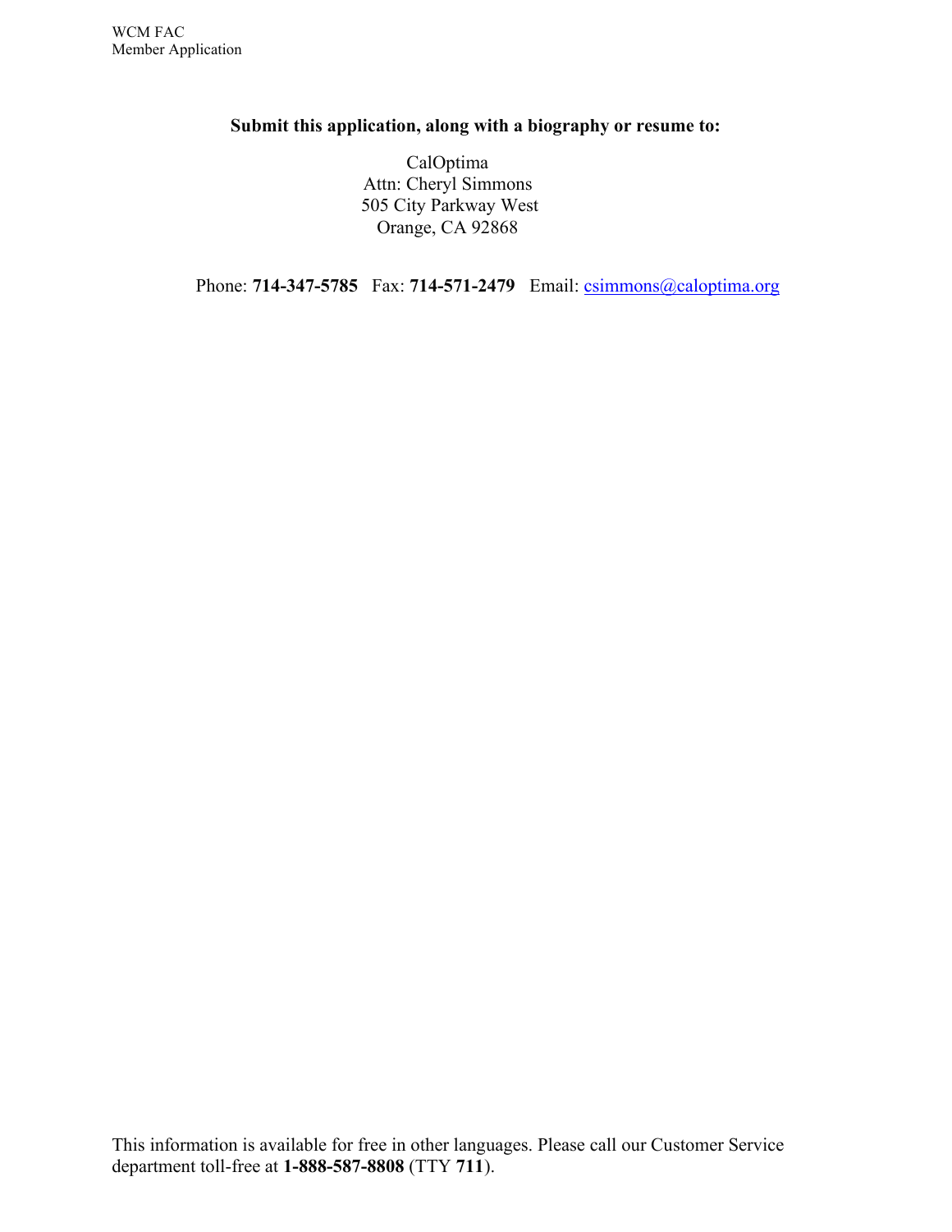**Submit this application, along with a biography or resume to:**

CalOptima
Attn: Cheryl Simmons
505 City Parkway West
Orange, CA 92868

Phone: **714-347-5785** Fax: **714-571-2479** Email: csimmons@caloptima.org

This information is available for free in other languages. Please call our Customer Service department toll-free at **1-888-587-8808** (TTY **711**).